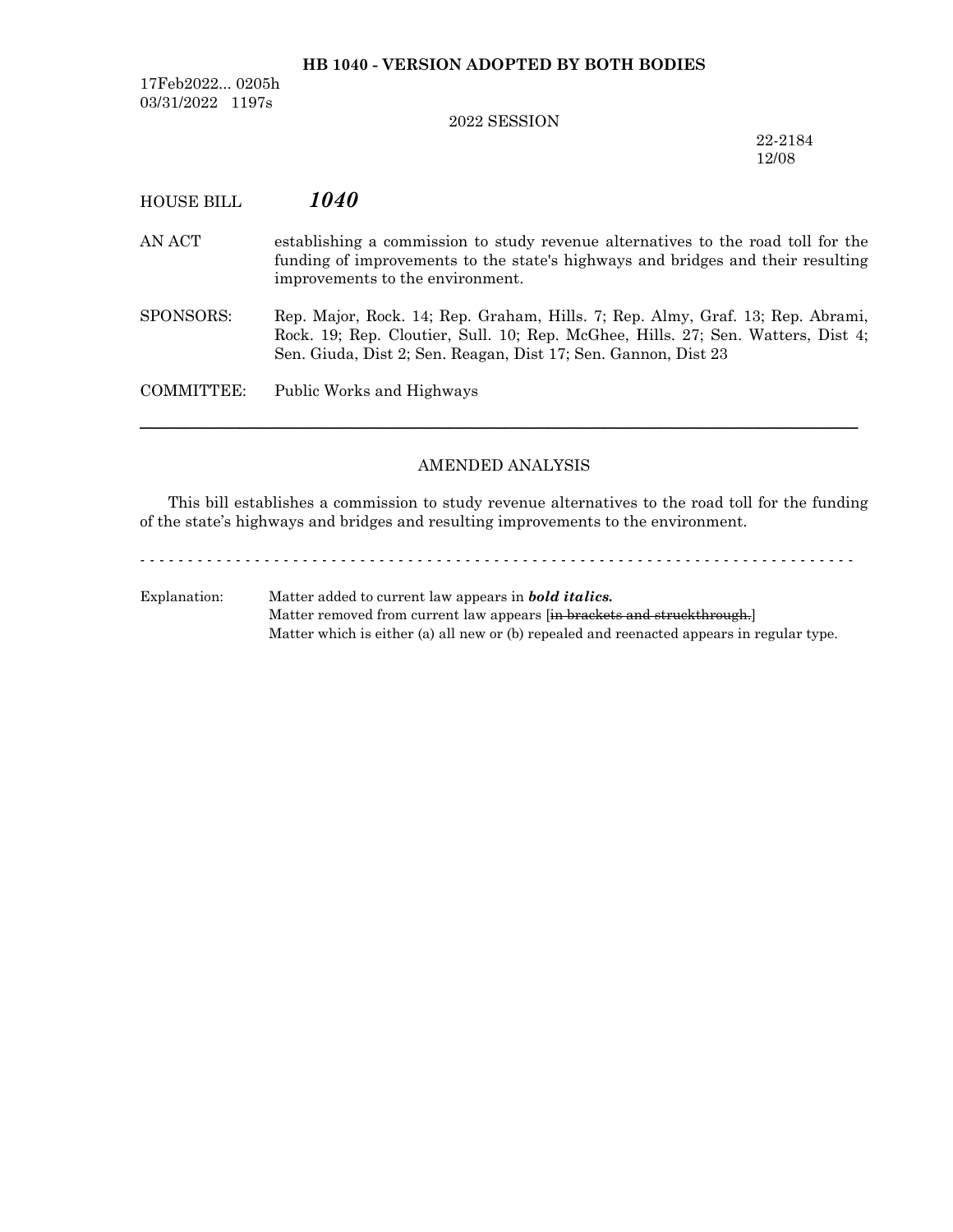**HB 1040 - VERSION ADOPTED BY BOTH BODIES**

17Feb2022... 0205h
03/31/2022 1197s

2022 SESSION

22-2184
12/08

HOUSE BILL ***1040***

AN ACT establishing a commission to study revenue alternatives to the road toll for the funding of improvements to the state's highways and bridges and their resulting improvements to the environment.

SPONSORS: Rep. Major, Rock. 14; Rep. Graham, Hills. 7; Rep. Almy, Graf. 13; Rep. Abrami, Rock. 19; Rep. Cloutier, Sull. 10; Rep. McGhee, Hills. 27; Sen. Watters, Dist 4; Sen. Giuda, Dist 2; Sen. Reagan, Dist 17; Sen. Gannon, Dist 23

COMMITTEE: Public Works and Highways

---

AMENDED ANALYSIS

This bill establishes a commission to study revenue alternatives to the road toll for the funding of the state's highways and bridges and resulting improvements to the environment.

- - - - - - - - - - - - - - - - - - - - - - - - - - - - - - - - - - - - - - - - - - - - - - - - - - - - - - - - - - - - - - - - - - - - - - - - -

Explanation: Matter added to current law appears in ***bold italics.***
Matter removed from current law appears [~~in brackets and struckthrough.~~]
Matter which is either (a) all new or (b) repealed and reenacted appears in regular type.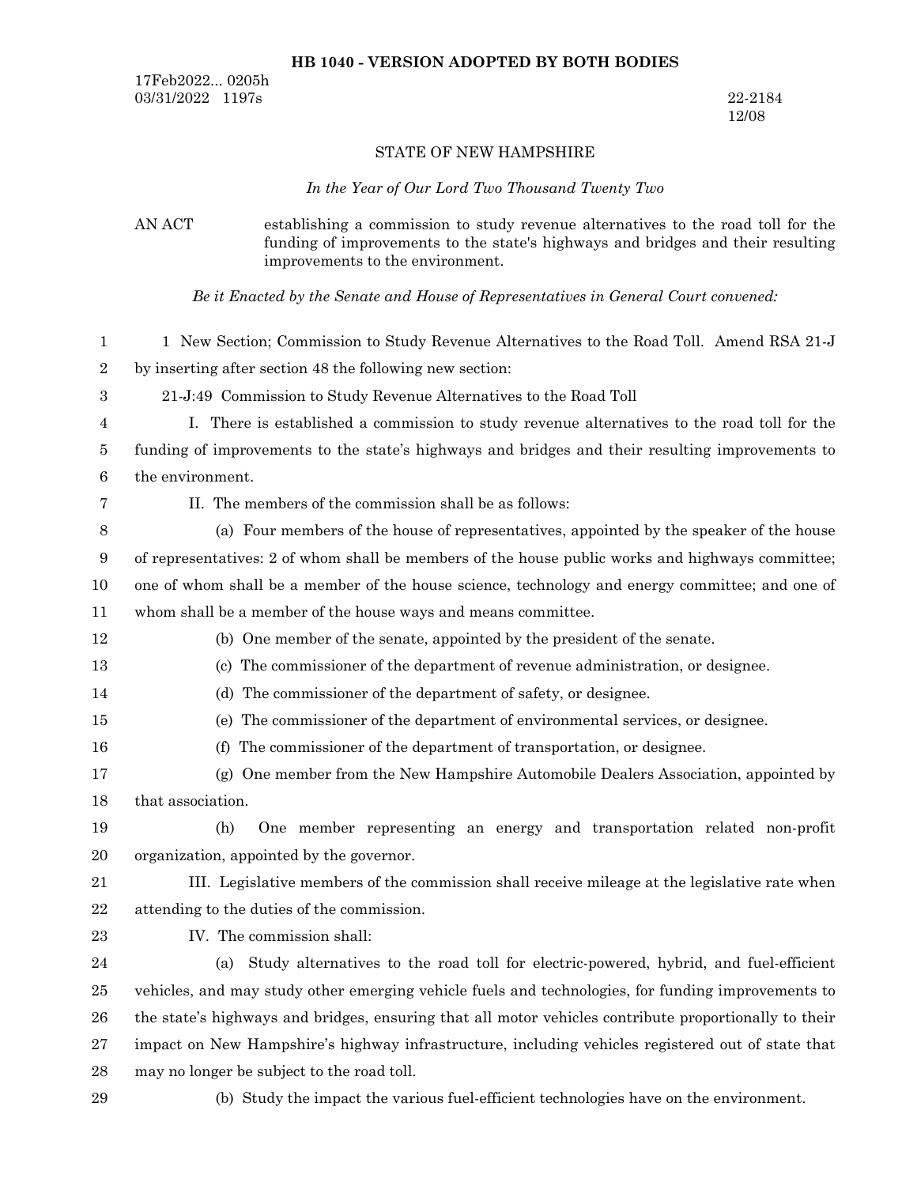**HB 1040 - VERSION ADOPTED BY BOTH BODIES**

17Feb2022... 0205h
03/31/2022 1197s

22-2184
12/08

STATE OF NEW HAMPSHIRE

*In the Year of Our Lord Two Thousand Twenty Two*

AN ACT establishing a commission to study revenue alternatives to the road toll for the funding of improvements to the state's highways and bridges and their resulting improvements to the environment.

*Be it Enacted by the Senate and House of Representatives in General Court convened:*

1 New Section; Commission to Study Revenue Alternatives to the Road Toll. Amend RSA 21-J by inserting after section 48 the following new section:

21-J:49 Commission to Study Revenue Alternatives to the Road Toll

I. There is established a commission to study revenue alternatives to the road toll for the funding of improvements to the state's highways and bridges and their resulting improvements to the environment.

II. The members of the commission shall be as follows:

(a) Four members of the house of representatives, appointed by the speaker of the house of representatives: 2 of whom shall be members of the house public works and highways committee; one of whom shall be a member of the house science, technology and energy committee; and one of whom shall be a member of the house ways and means committee.

(b) One member of the senate, appointed by the president of the senate.

(c) The commissioner of the department of revenue administration, or designee.

(d) The commissioner of the department of safety, or designee.

(e) The commissioner of the department of environmental services, or designee.

(f) The commissioner of the department of transportation, or designee.

(g) One member from the New Hampshire Automobile Dealers Association, appointed by that association.

(h) One member representing an energy and transportation related non-profit organization, appointed by the governor.

III. Legislative members of the commission shall receive mileage at the legislative rate when attending to the duties of the commission.

IV. The commission shall:

(a) Study alternatives to the road toll for electric-powered, hybrid, and fuel-efficient vehicles, and may study other emerging vehicle fuels and technologies, for funding improvements to the state's highways and bridges, ensuring that all motor vehicles contribute proportionally to their impact on New Hampshire's highway infrastructure, including vehicles registered out of state that may no longer be subject to the road toll.

(b) Study the impact the various fuel-efficient technologies have on the environment.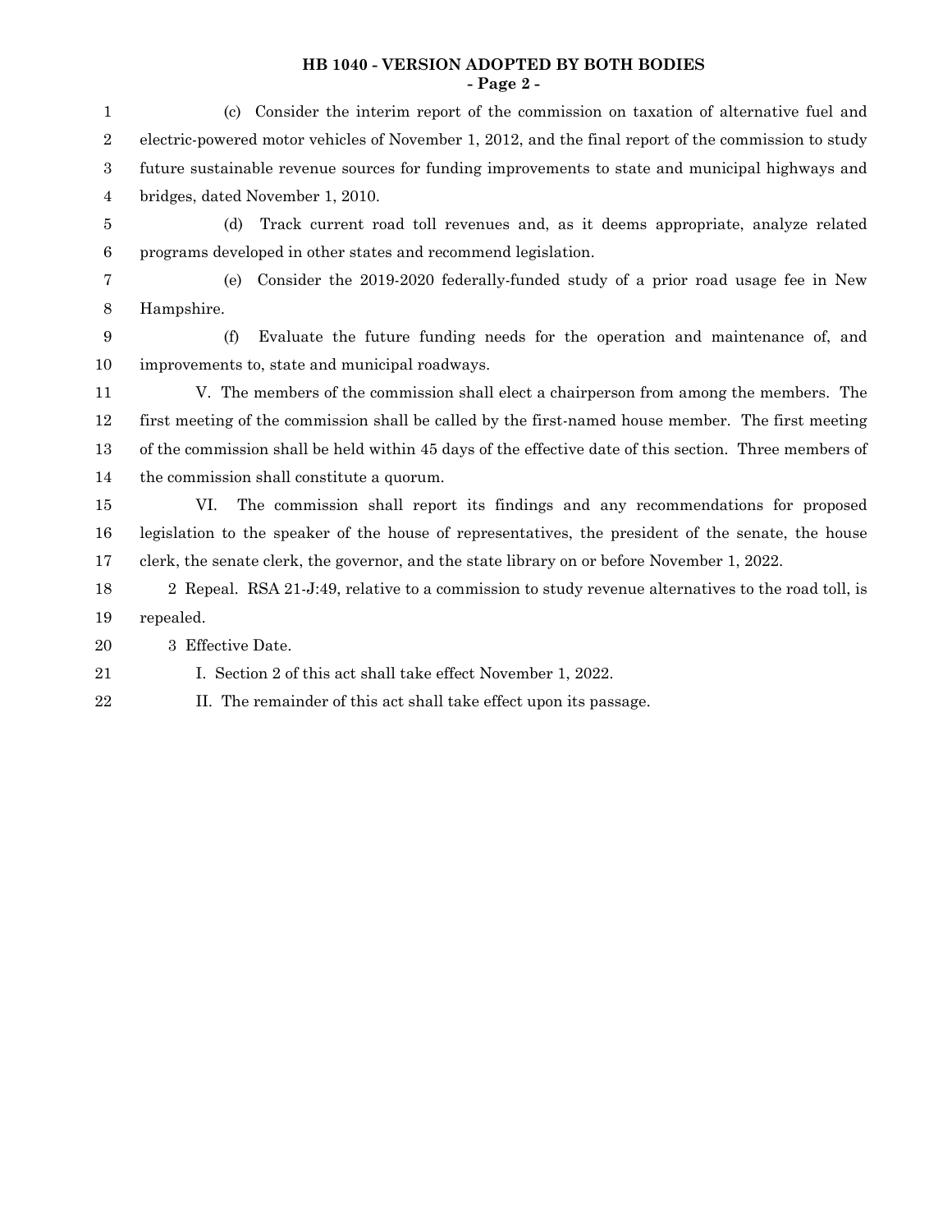(c) Consider the interim report of the commission on taxation of alternative fuel and electric-powered motor vehicles of November 1, 2012, and the final report of the commission to study future sustainable revenue sources for funding improvements to state and municipal highways and bridges, dated November 1, 2010.

(d) Track current road toll revenues and, as it deems appropriate, analyze related programs developed in other states and recommend legislation.

(e) Consider the 2019-2020 federally-funded study of a prior road usage fee in New Hampshire.

(f) Evaluate the future funding needs for the operation and maintenance of, and improvements to, state and municipal roadways.

V. The members of the commission shall elect a chairperson from among the members. The first meeting of the commission shall be called by the first-named house member. The first meeting of the commission shall be held within 45 days of the effective date of this section. Three members of the commission shall constitute a quorum.

VI. The commission shall report its findings and any recommendations for proposed legislation to the speaker of the house of representatives, the president of the senate, the house clerk, the senate clerk, the governor, and the state library on or before November 1, 2022.

2 Repeal. RSA 21-J:49, relative to a commission to study revenue alternatives to the road toll, is repealed.

3 Effective Date.

I. Section 2 of this act shall take effect November 1, 2022.

II. The remainder of this act shall take effect upon its passage.